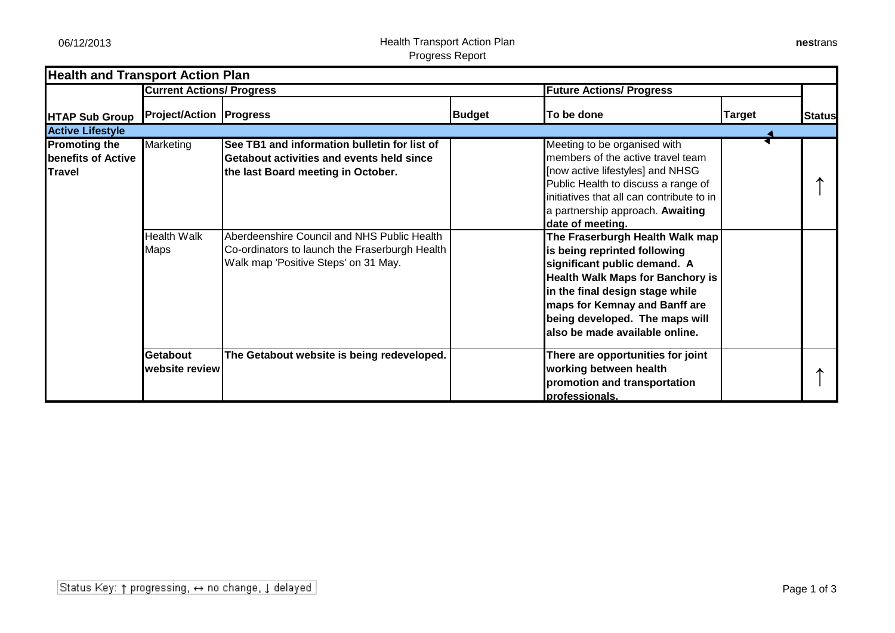Health Transport Action Plan
Progress Report

06/12/2013

| Health and Transport Action Plan | | | | | | |
|---|---|---|---|---|---|---|
| | **Current Actions/ Progress** | | | **Future Actions/ Progress** | | |
| **HTAP Sub Group** | **Project/Action** | **Progress** | **Budget** | **To be done** | **Target** | **Status** |
| **Active Lifestyle** | | | | | | |
| **Promoting the benefits of Active Travel** | Marketing | **See TB1 and information bulletin for list of Getabout activities and events held since the last Board meeting in October.** | | Meeting to be organised with members of the active travel team [now active lifestyles] and NHSG Public Health to discuss a range of initiatives that all can contribute to in a partnership approach. **Awaiting date of meeting.** | | ↑ |
| | Health Walk Maps | Aberdeenshire Council and NHS Public Health Co-ordinators to launch the Fraserburgh Health Walk map 'Positive Steps' on 31 May. | | **The Fraserburgh Health Walk map is being reprinted following significant public demand. A Health Walk Maps for Banchory is in the final design stage while maps for Kemnay and Banff are being developed. The maps will also be made available online.** | | |
| | **Getabout website review** | **The Getabout website is being redeveloped.** | | **There are opportunities for joint working between health promotion and transportation professionals.** | | ↑ |

Status Key: ↑ progressing, ↔ no change, ↓ delayed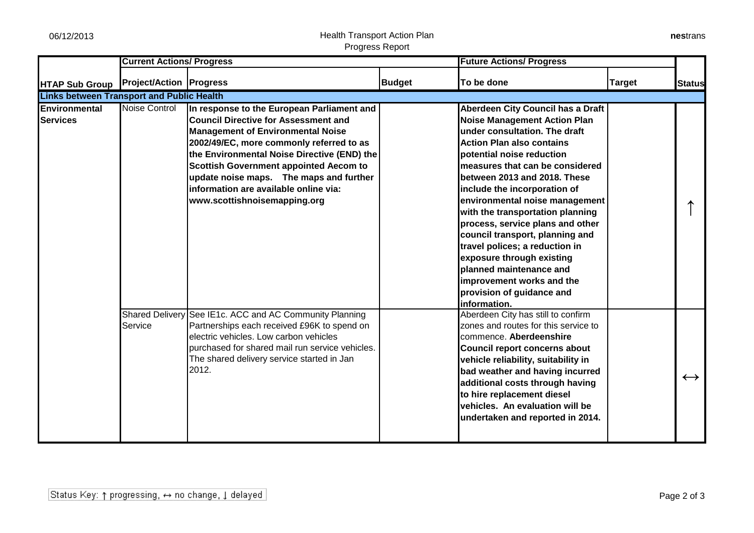| | Current Actions/ Progress | | | Future Actions/ Progress | | |
|---|---|---|---|---|---|---|
| **HTAP Sub Group** | **Project/Action** | **Progress** | **Budget** | **To be done** | **Target** | **Status** |
| **Links between Transport and Public Health** | | | | | | |
| **Environmental Services** | Noise Control | **In response to the European Parliament and Council Directive for Assessment and Management of Environmental Noise 2002/49/EC, more commonly referred to as the Environmental Noise Directive (END) the Scottish Government appointed Aecom to update noise maps. The maps and further information are available online via: www.scottishnoisemapping.org** | | **Aberdeen City Council has a Draft Noise Management Action Plan under consultation. The draft Action Plan also contains potential noise reduction measures that can be considered between 2013 and 2018. These include the incorporation of environmental noise management with the transportation planning process, service plans and other council transport, planning and travel polices; a reduction in exposure through existing planned maintenance and improvement works and the provision of guidance and information.** | | ↑ |
| | Shared Delivery Service | See IE1c. ACC and AC Community Planning Partnerships each received £96K to spend on electric vehicles. Low carbon vehicles purchased for shared mail run service vehicles. The shared delivery service started in Jan 2012. | | Aberdeen City has still to confirm zones and routes for this service to commence. **Aberdeenshire Council report concerns about vehicle reliability, suitability in bad weather and having incurred additional costs through having to hire replacement diesel vehicles. An evaluation will be undertaken and reported in 2014.** | | ↔ |

Status Key: ↑ progressing, ↔ no change, ↓ delayed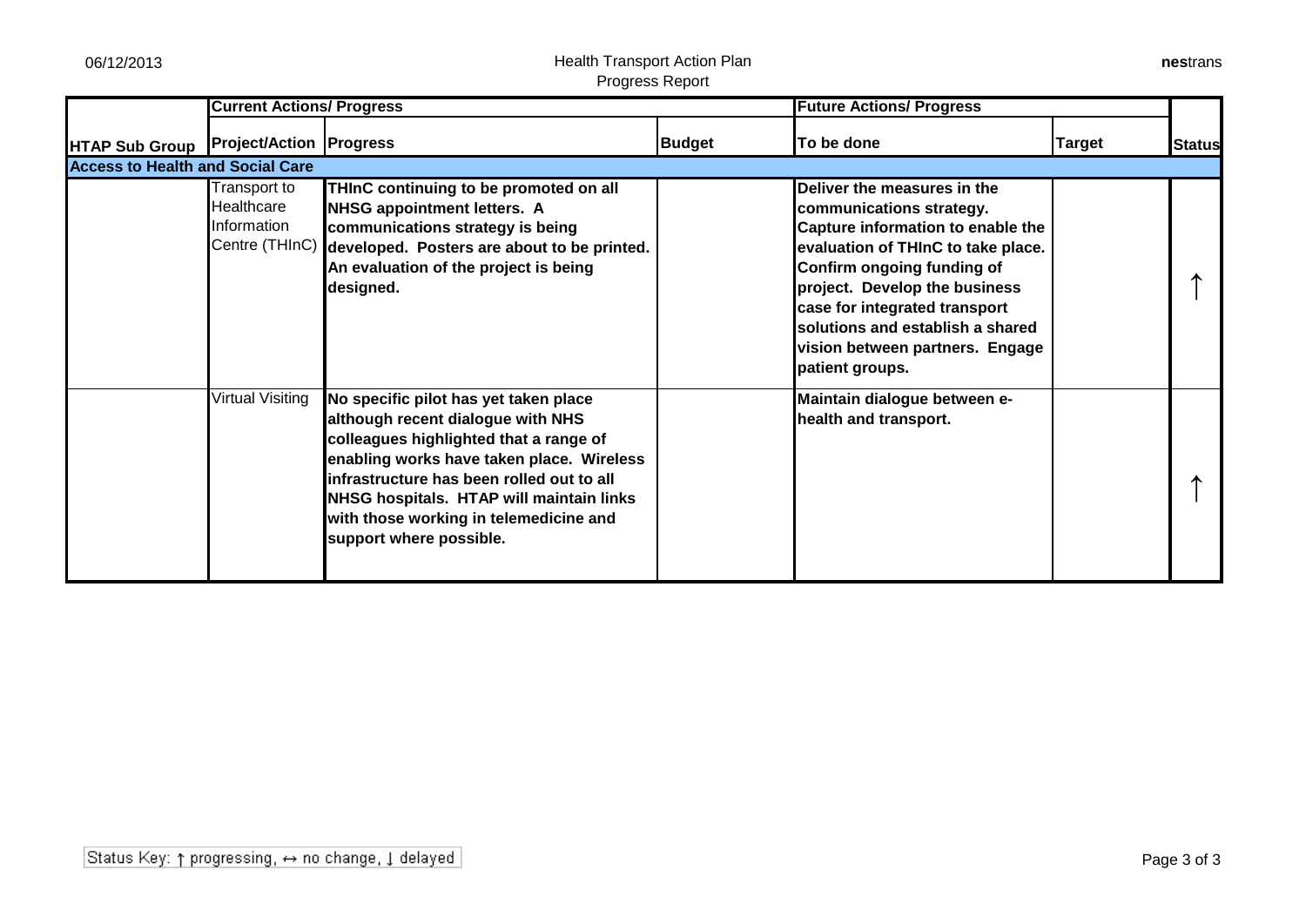| | Current Actions/ Progress | | | Future Actions/ Progress | | |
|---|---|---|---|---|---|---|
| **HTAP Sub Group** | **Project/Action** | **Progress** | **Budget** | **To be done** | **Target** | **Status** |
| **Access to Health and Social Care** | | | | | | |
| | Transport to Healthcare Information Centre (THInC) | **THInC continuing to be promoted on all NHSG appointment letters. A communications strategy is being developed. Posters are about to be printed. An evaluation of the project is being designed.** | | **Deliver the measures in the communications strategy. Capture information to enable the evaluation of THInC to take place. Confirm ongoing funding of project. Develop the business case for integrated transport solutions and establish a shared vision between partners. Engage patient groups.** | | ↑ |
| | Virtual Visiting | **No specific pilot has yet taken place although recent dialogue with NHS colleagues highlighted that a range of enabling works have taken place. Wireless infrastructure has been rolled out to all NHSG hospitals. HTAP will maintain links with those working in telemedicine and support where possible.** | | **Maintain dialogue between e-health and transport.** | | ↑ |

Status Key: ↑ progressing, ↔ no change, ↓ delayed